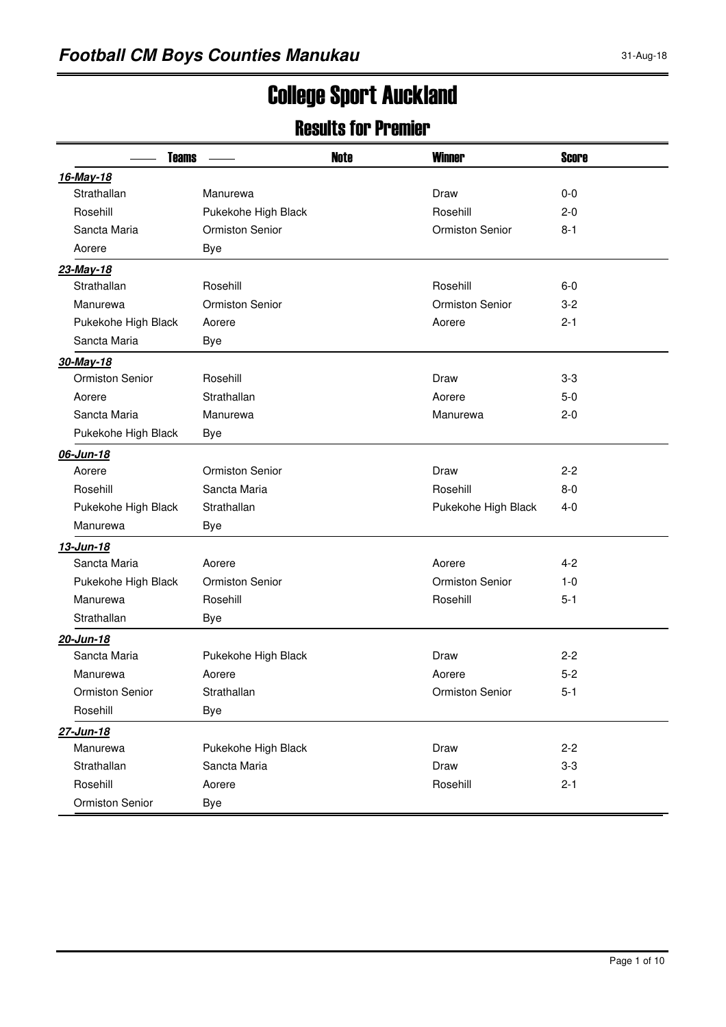# Football CM Boys Counties Manukau

31-Aug-18

# College Sport Auckland

## Results for Premier

| Teams | | Note | Winner | Score |
|---|---|---|---|---|
| ***16-May-18*** | | | | |
| Strathallan | Manurewa | | Draw | 0-0 |
| Rosehill | Pukekohe High Black | | Rosehill | 2-0 |
| Sancta Maria | Ormiston Senior | | Ormiston Senior | 8-1 |
| Aorere | Bye | | | |
| ***23-May-18*** | | | | |
| Strathallan | Rosehill | | Rosehill | 6-0 |
| Manurewa | Ormiston Senior | | Ormiston Senior | 3-2 |
| Pukekohe High Black | Aorere | | Aorere | 2-1 |
| Sancta Maria | Bye | | | |
| ***30-May-18*** | | | | |
| Ormiston Senior | Rosehill | | Draw | 3-3 |
| Aorere | Strathallan | | Aorere | 5-0 |
| Sancta Maria | Manurewa | | Manurewa | 2-0 |
| Pukekohe High Black | Bye | | | |
| ***06-Jun-18*** | | | | |
| Aorere | Ormiston Senior | | Draw | 2-2 |
| Rosehill | Sancta Maria | | Rosehill | 8-0 |
| Pukekohe High Black | Strathallan | | Pukekohe High Black | 4-0 |
| Manurewa | Bye | | | |
| ***13-Jun-18*** | | | | |
| Sancta Maria | Aorere | | Aorere | 4-2 |
| Pukekohe High Black | Ormiston Senior | | Ormiston Senior | 1-0 |
| Manurewa | Rosehill | | Rosehill | 5-1 |
| Strathallan | Bye | | | |
| ***20-Jun-18*** | | | | |
| Sancta Maria | Pukekohe High Black | | Draw | 2-2 |
| Manurewa | Aorere | | Aorere | 5-2 |
| Ormiston Senior | Strathallan | | Ormiston Senior | 5-1 |
| Rosehill | Bye | | | |
| ***27-Jun-18*** | | | | |
| Manurewa | Pukekohe High Black | | Draw | 2-2 |
| Strathallan | Sancta Maria | | Draw | 3-3 |
| Rosehill | Aorere | | Rosehill | 2-1 |
| Ormiston Senior | Bye | | | |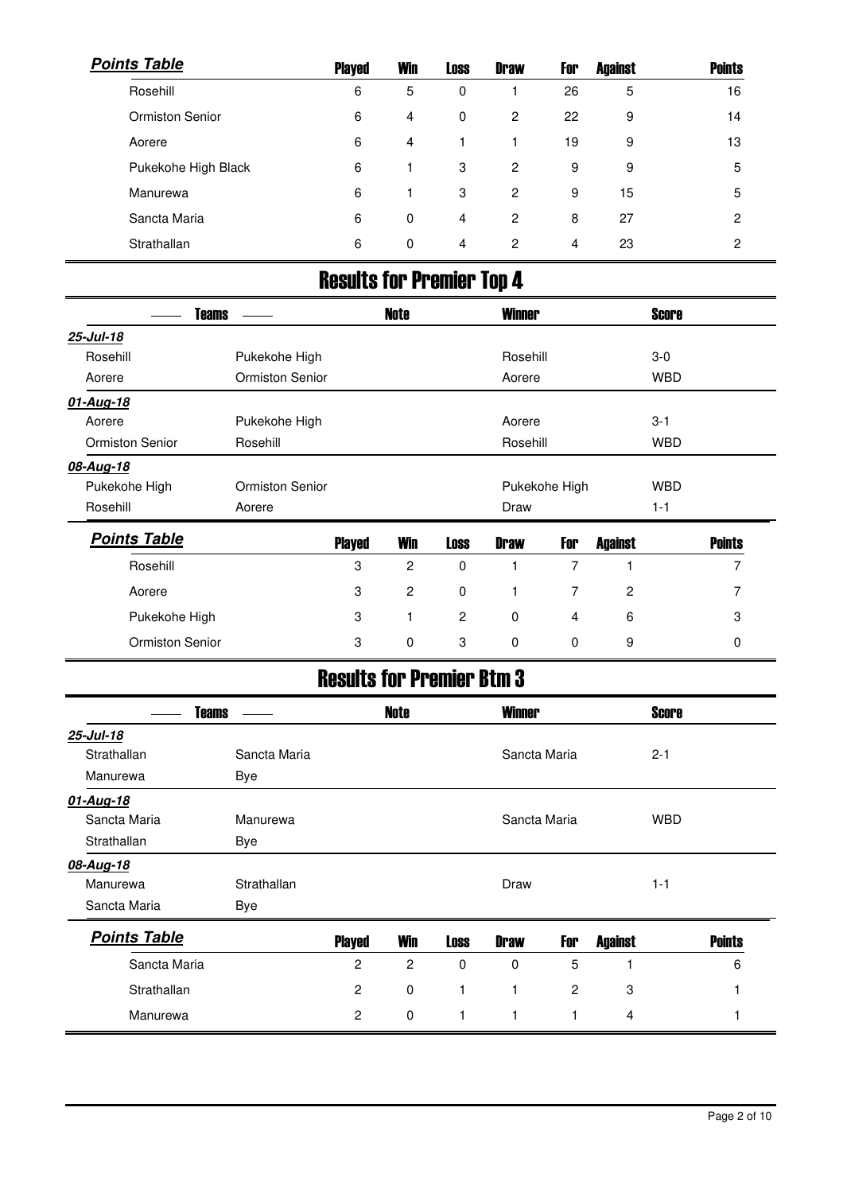**Points Table**

| Team | Played | Win | Loss | Draw | For | Against | Points |
|---|---|---|---|---|---|---|---|
| Rosehill | 6 | 5 | 0 | 1 | 26 | 5 | 16 |
| Ormiston Senior | 6 | 4 | 0 | 2 | 22 | 9 | 14 |
| Aorere | 6 | 4 | 1 | 1 | 19 | 9 | 13 |
| Pukekohe High Black | 6 | 1 | 3 | 2 | 9 | 9 | 5 |
| Manurewa | 6 | 1 | 3 | 2 | 9 | 15 | 5 |
| Sancta Maria | 6 | 0 | 4 | 2 | 8 | 27 | 2 |
| Strathallan | 6 | 0 | 4 | 2 | 4 | 23 | 2 |

# Results for Premier Top 4

| Teams | | Note | Winner | Score |
|---|---|---|---|---|
| ***25-Jul-18*** | | | | |
| Rosehill | Pukekohe High | | Rosehill | 3-0 |
| Aorere | Ormiston Senior | | Aorere | WBD |
| ***01-Aug-18*** | | | | |
| Aorere | Pukekohe High | | Aorere | 3-1 |
| Ormiston Senior | Rosehill | | Rosehill | WBD |
| ***08-Aug-18*** | | | | |
| Pukekohe High | Ormiston Senior | | Pukekohe High | WBD |
| Rosehill | Aorere | | Draw | 1-1 |

**Points Table**

| Team | Played | Win | Loss | Draw | For | Against | Points |
|---|---|---|---|---|---|---|---|
| Rosehill | 3 | 2 | 0 | 1 | 7 | 1 | 7 |
| Aorere | 3 | 2 | 0 | 1 | 7 | 2 | 7 |
| Pukekohe High | 3 | 1 | 2 | 0 | 4 | 6 | 3 |
| Ormiston Senior | 3 | 0 | 3 | 0 | 0 | 9 | 0 |

# Results for Premier Btm 3

| Teams | | Note | Winner | Score |
|---|---|---|---|---|
| ***25-Jul-18*** | | | | |
| Strathallan | Sancta Maria | | Sancta Maria | 2-1 |
| Manurewa | Bye | | | |
| ***01-Aug-18*** | | | | |
| Sancta Maria | Manurewa | | Sancta Maria | WBD |
| Strathallan | Bye | | | |
| ***08-Aug-18*** | | | | |
| Manurewa | Strathallan | | Draw | 1-1 |
| Sancta Maria | Bye | | | |

**Points Table**

| Team | Played | Win | Loss | Draw | For | Against | Points |
|---|---|---|---|---|---|---|---|
| Sancta Maria | 2 | 2 | 0 | 0 | 5 | 1 | 6 |
| Strathallan | 2 | 0 | 1 | 1 | 2 | 3 | 1 |
| Manurewa | 2 | 0 | 1 | 1 | 1 | 4 | 1 |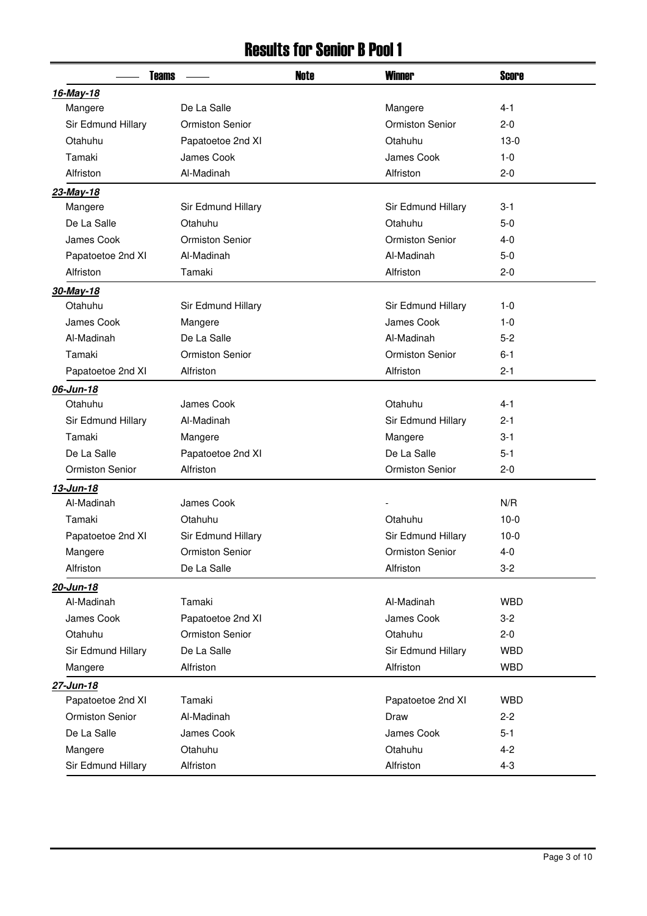# Results for Senior B Pool 1

| Teams | | Note | Winner | Score |
|---|---|---|---|---|
| ***16-May-18*** | | | | |
| Mangere | De La Salle | | Mangere | 4-1 |
| Sir Edmund Hillary | Ormiston Senior | | Ormiston Senior | 2-0 |
| Otahuhu | Papatoetoe 2nd XI | | Otahuhu | 13-0 |
| Tamaki | James Cook | | James Cook | 1-0 |
| Alfriston | Al-Madinah | | Alfriston | 2-0 |
| ***23-May-18*** | | | | |
| Mangere | Sir Edmund Hillary | | Sir Edmund Hillary | 3-1 |
| De La Salle | Otahuhu | | Otahuhu | 5-0 |
| James Cook | Ormiston Senior | | Ormiston Senior | 4-0 |
| Papatoetoe 2nd XI | Al-Madinah | | Al-Madinah | 5-0 |
| Alfriston | Tamaki | | Alfriston | 2-0 |
| ***30-May-18*** | | | | |
| Otahuhu | Sir Edmund Hillary | | Sir Edmund Hillary | 1-0 |
| James Cook | Mangere | | James Cook | 1-0 |
| Al-Madinah | De La Salle | | Al-Madinah | 5-2 |
| Tamaki | Ormiston Senior | | Ormiston Senior | 6-1 |
| Papatoetoe 2nd XI | Alfriston | | Alfriston | 2-1 |
| ***06-Jun-18*** | | | | |
| Otahuhu | James Cook | | Otahuhu | 4-1 |
| Sir Edmund Hillary | Al-Madinah | | Sir Edmund Hillary | 2-1 |
| Tamaki | Mangere | | Mangere | 3-1 |
| De La Salle | Papatoetoe 2nd XI | | De La Salle | 5-1 |
| Ormiston Senior | Alfriston | | Ormiston Senior | 2-0 |
| ***13-Jun-18*** | | | | |
| Al-Madinah | James Cook | | - | N/R |
| Tamaki | Otahuhu | | Otahuhu | 10-0 |
| Papatoetoe 2nd XI | Sir Edmund Hillary | | Sir Edmund Hillary | 10-0 |
| Mangere | Ormiston Senior | | Ormiston Senior | 4-0 |
| Alfriston | De La Salle | | Alfriston | 3-2 |
| ***20-Jun-18*** | | | | |
| Al-Madinah | Tamaki | | Al-Madinah | WBD |
| James Cook | Papatoetoe 2nd XI | | James Cook | 3-2 |
| Otahuhu | Ormiston Senior | | Otahuhu | 2-0 |
| Sir Edmund Hillary | De La Salle | | Sir Edmund Hillary | WBD |
| Mangere | Alfriston | | Alfriston | WBD |
| ***27-Jun-18*** | | | | |
| Papatoetoe 2nd XI | Tamaki | | Papatoetoe 2nd XI | WBD |
| Ormiston Senior | Al-Madinah | | Draw | 2-2 |
| De La Salle | James Cook | | James Cook | 5-1 |
| Mangere | Otahuhu | | Otahuhu | 4-2 |
| Sir Edmund Hillary | Alfriston | | Alfriston | 4-3 |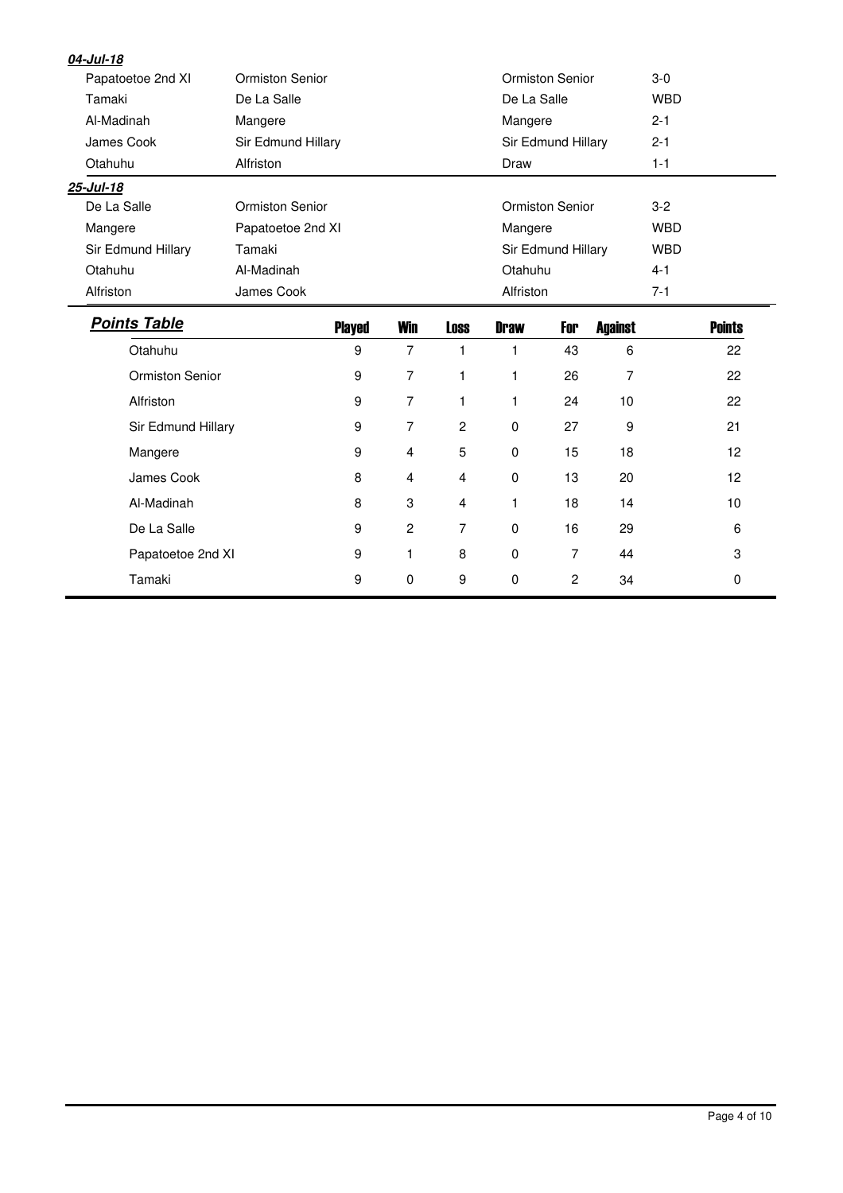***04-Jul-18***

| | | | |
|---|---|---|---|
| Papatoetoe 2nd XI | Ormiston Senior | Ormiston Senior | 3-0 |
| Tamaki | De La Salle | De La Salle | WBD |
| Al-Madinah | Mangere | Mangere | 2-1 |
| James Cook | Sir Edmund Hillary | Sir Edmund Hillary | 2-1 |
| Otahuhu | Alfriston | Draw | 1-1 |

***25-Jul-18***

| | | | |
|---|---|---|---|
| De La Salle | Ormiston Senior | Ormiston Senior | 3-2 |
| Mangere | Papatoetoe 2nd XI | Mangere | WBD |
| Sir Edmund Hillary | Tamaki | Sir Edmund Hillary | WBD |
| Otahuhu | Al-Madinah | Otahuhu | 4-1 |
| Alfriston | James Cook | Alfriston | 7-1 |

***Points Table***

| | Played | Win | Loss | Draw | For | Against | Points |
|---|---|---|---|---|---|---|---|
| Otahuhu | 9 | 7 | 1 | 1 | 43 | 6 | 22 |
| Ormiston Senior | 9 | 7 | 1 | 1 | 26 | 7 | 22 |
| Alfriston | 9 | 7 | 1 | 1 | 24 | 10 | 22 |
| Sir Edmund Hillary | 9 | 7 | 2 | 0 | 27 | 9 | 21 |
| Mangere | 9 | 4 | 5 | 0 | 15 | 18 | 12 |
| James Cook | 8 | 4 | 4 | 0 | 13 | 20 | 12 |
| Al-Madinah | 8 | 3 | 4 | 1 | 18 | 14 | 10 |
| De La Salle | 9 | 2 | 7 | 0 | 16 | 29 | 6 |
| Papatoetoe 2nd XI | 9 | 1 | 8 | 0 | 7 | 44 | 3 |
| Tamaki | 9 | 0 | 9 | 0 | 2 | 34 | 0 |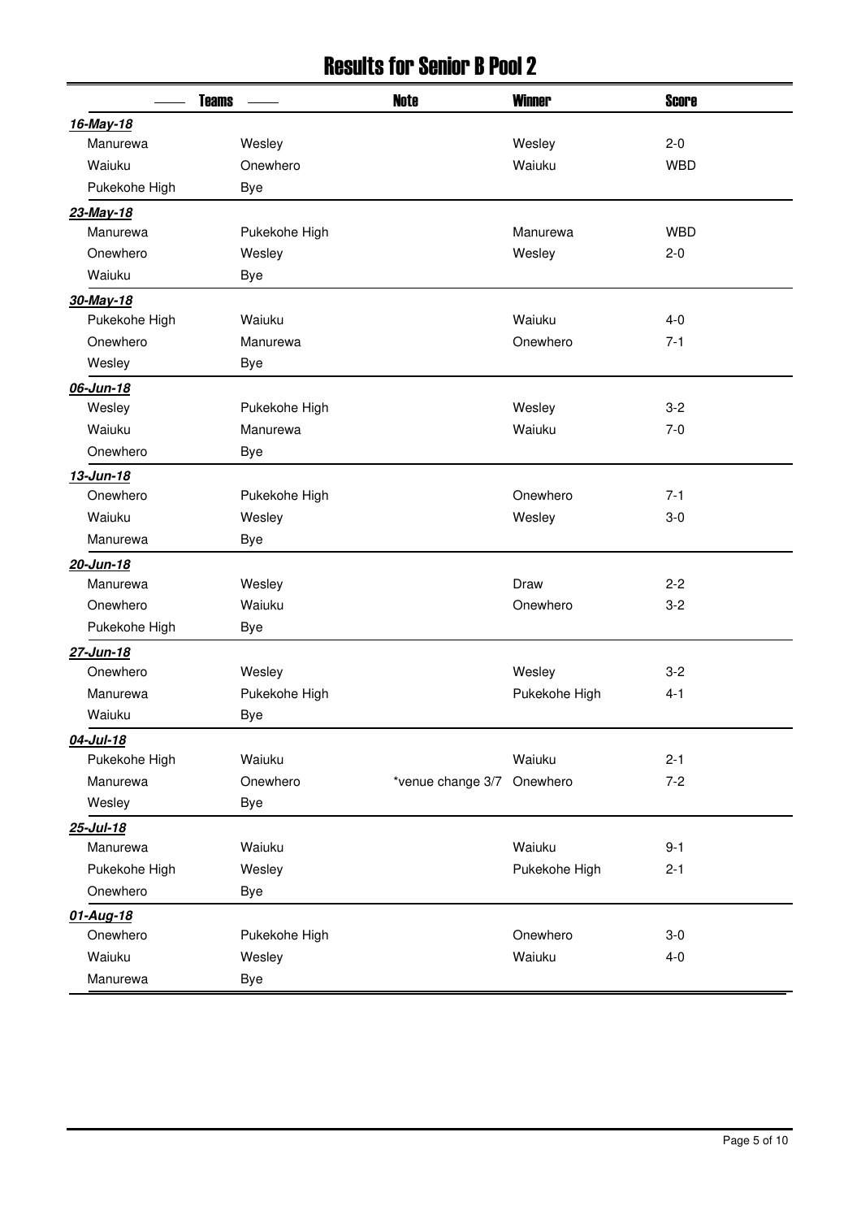# Results for Senior B Pool 2

| Teams | | Note | Winner | Score |
|---|---|---|---|---|
| ***16-May-18*** | | | | |
| Manurewa | Wesley | | Wesley | 2-0 |
| Waiuku | Onewhero | | Waiuku | WBD |
| Pukekohe High | Bye | | | |
| ***23-May-18*** | | | | |
| Manurewa | Pukekohe High | | Manurewa | WBD |
| Onewhero | Wesley | | Wesley | 2-0 |
| Waiuku | Bye | | | |
| ***30-May-18*** | | | | |
| Pukekohe High | Waiuku | | Waiuku | 4-0 |
| Onewhero | Manurewa | | Onewhero | 7-1 |
| Wesley | Bye | | | |
| ***06-Jun-18*** | | | | |
| Wesley | Pukekohe High | | Wesley | 3-2 |
| Waiuku | Manurewa | | Waiuku | 7-0 |
| Onewhero | Bye | | | |
| ***13-Jun-18*** | | | | |
| Onewhero | Pukekohe High | | Onewhero | 7-1 |
| Waiuku | Wesley | | Wesley | 3-0 |
| Manurewa | Bye | | | |
| ***20-Jun-18*** | | | | |
| Manurewa | Wesley | | Draw | 2-2 |
| Onewhero | Waiuku | | Onewhero | 3-2 |
| Pukekohe High | Bye | | | |
| ***27-Jun-18*** | | | | |
| Onewhero | Wesley | | Wesley | 3-2 |
| Manurewa | Pukekohe High | | Pukekohe High | 4-1 |
| Waiuku | Bye | | | |
| ***04-Jul-18*** | | | | |
| Pukekohe High | Waiuku | | Waiuku | 2-1 |
| Manurewa | Onewhero | *venue change 3/7 | Onewhero | 7-2 |
| Wesley | Bye | | | |
| ***25-Jul-18*** | | | | |
| Manurewa | Waiuku | | Waiuku | 9-1 |
| Pukekohe High | Wesley | | Pukekohe High | 2-1 |
| Onewhero | Bye | | | |
| ***01-Aug-18*** | | | | |
| Onewhero | Pukekohe High | | Onewhero | 3-0 |
| Waiuku | Wesley | | Waiuku | 4-0 |
| Manurewa | Bye | | | |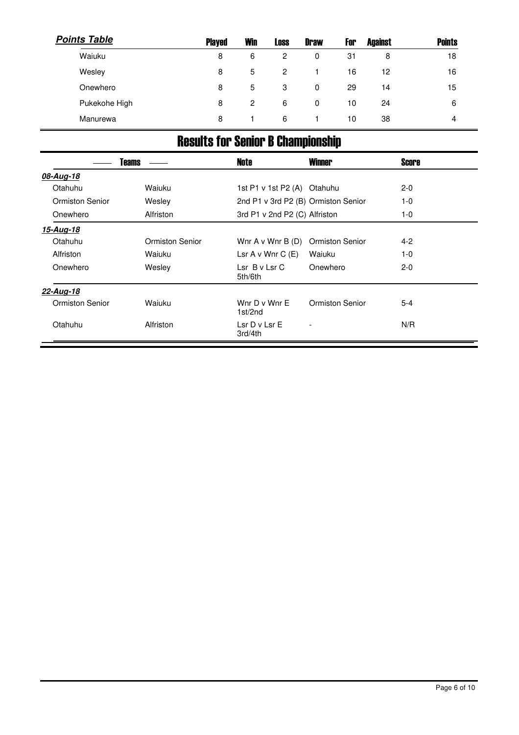**Points Table**

| | Played | Win | Loss | Draw | For | Against | Points |
|---|---|---|---|---|---|---|---|
| Waiuku | 8 | 6 | 2 | 0 | 31 | 8 | 18 |
| Wesley | 8 | 5 | 2 | 1 | 16 | 12 | 16 |
| Onewhero | 8 | 5 | 3 | 0 | 29 | 14 | 15 |
| Pukekohe High | 8 | 2 | 6 | 0 | 10 | 24 | 6 |
| Manurewa | 8 | 1 | 6 | 1 | 10 | 38 | 4 |

# Results for Senior B Championship

| Teams | | Note | Winner | Score |
|---|---|---|---|---|
| ***08-Aug-18*** | | | | |
| Otahuhu | Waiuku | 1st P1 v 1st P2 (A) | Otahuhu | 2-0 |
| Ormiston Senior | Wesley | 2nd P1 v 3rd P2 (B) | Ormiston Senior | 1-0 |
| Onewhero | Alfriston | 3rd P1 v 2nd P2 (C) | Alfriston | 1-0 |
| ***15-Aug-18*** | | | | |
| Otahuhu | Ormiston Senior | Wnr A v Wnr B (D) | Ormiston Senior | 4-2 |
| Alfriston | Waiuku | Lsr A v Wnr C (E) | Waiuku | 1-0 |
| Onewhero | Wesley | Lsr B v Lsr C 5th/6th | Onewhero | 2-0 |
| ***22-Aug-18*** | | | | |
| Ormiston Senior | Waiuku | Wnr D v Wnr E 1st/2nd | Ormiston Senior | 5-4 |
| Otahuhu | Alfriston | Lsr D v Lsr E 3rd/4th | - | N/R |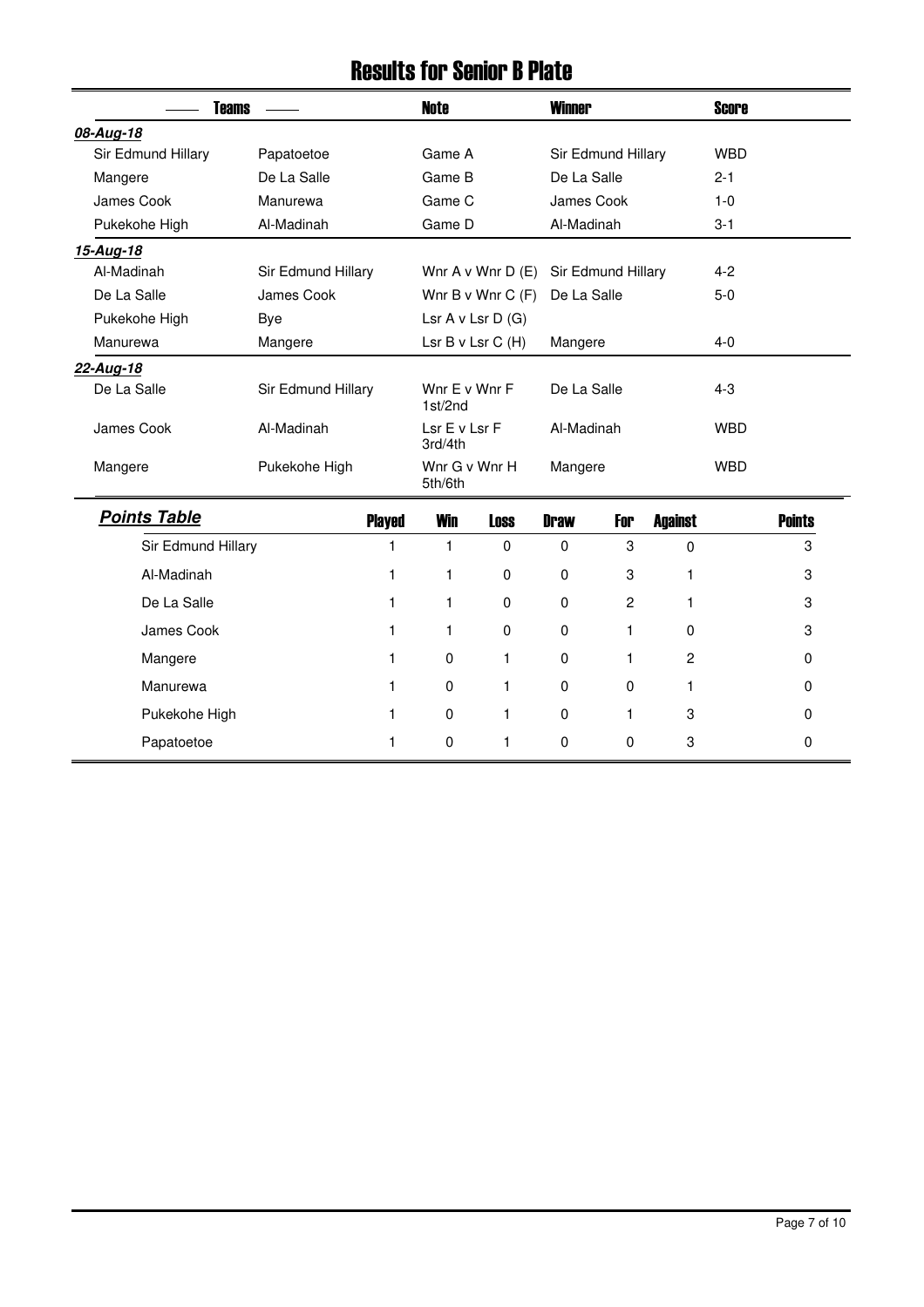# Results for Senior B Plate

| Teams | | Note | Winner | Score |
|---|---|---|---|---|
| ***08-Aug-18*** | | | | |
| Sir Edmund Hillary | Papatoetoe | Game A | Sir Edmund Hillary | WBD |
| Mangere | De La Salle | Game B | De La Salle | 2-1 |
| James Cook | Manurewa | Game C | James Cook | 1-0 |
| Pukekohe High | Al-Madinah | Game D | Al-Madinah | 3-1 |
| ***15-Aug-18*** | | | | |
| Al-Madinah | Sir Edmund Hillary | Wnr A v Wnr D (E) | Sir Edmund Hillary | 4-2 |
| De La Salle | James Cook | Wnr B v Wnr C (F) | De La Salle | 5-0 |
| Pukekohe High | Bye | Lsr A v Lsr D (G) | | |
| Manurewa | Mangere | Lsr B v Lsr C (H) | Mangere | 4-0 |
| ***22-Aug-18*** | | | | |
| De La Salle | Sir Edmund Hillary | Wnr E v Wnr F 1st/2nd | De La Salle | 4-3 |
| James Cook | Al-Madinah | Lsr E v Lsr F 3rd/4th | Al-Madinah | WBD |
| Mangere | Pukekohe High | Wnr G v Wnr H 5th/6th | Mangere | WBD |

## *Points Table*

| | Played | Win | Loss | Draw | For | Against | Points |
|---|---|---|---|---|---|---|---|
| Sir Edmund Hillary | 1 | 1 | 0 | 0 | 3 | 0 | 3 |
| Al-Madinah | 1 | 1 | 0 | 0 | 3 | 1 | 3 |
| De La Salle | 1 | 1 | 0 | 0 | 2 | 1 | 3 |
| James Cook | 1 | 1 | 0 | 0 | 1 | 0 | 3 |
| Mangere | 1 | 0 | 1 | 0 | 1 | 2 | 0 |
| Manurewa | 1 | 0 | 1 | 0 | 0 | 1 | 0 |
| Pukekohe High | 1 | 0 | 1 | 0 | 1 | 3 | 0 |
| Papatoetoe | 1 | 0 | 1 | 0 | 0 | 3 | 0 |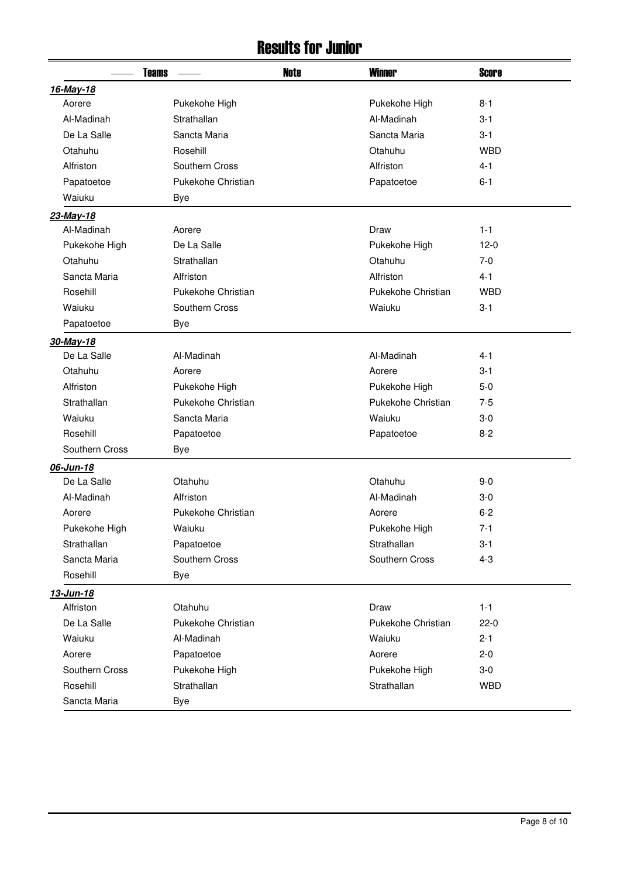# Results for Junior

| Teams | | Note | Winner | Score |
|---|---|---|---|---|
| ***16-May-18*** | | | | |
| Aorere | Pukekohe High | | Pukekohe High | 8-1 |
| Al-Madinah | Strathallan | | Al-Madinah | 3-1 |
| De La Salle | Sancta Maria | | Sancta Maria | 3-1 |
| Otahuhu | Rosehill | | Otahuhu | WBD |
| Alfriston | Southern Cross | | Alfriston | 4-1 |
| Papatoetoe | Pukekohe Christian | | Papatoetoe | 6-1 |
| Waiuku | Bye | | | |
| ***23-May-18*** | | | | |
| Al-Madinah | Aorere | | Draw | 1-1 |
| Pukekohe High | De La Salle | | Pukekohe High | 12-0 |
| Otahuhu | Strathallan | | Otahuhu | 7-0 |
| Sancta Maria | Alfriston | | Alfriston | 4-1 |
| Rosehill | Pukekohe Christian | | Pukekohe Christian | WBD |
| Waiuku | Southern Cross | | Waiuku | 3-1 |
| Papatoetoe | Bye | | | |
| ***30-May-18*** | | | | |
| De La Salle | Al-Madinah | | Al-Madinah | 4-1 |
| Otahuhu | Aorere | | Aorere | 3-1 |
| Alfriston | Pukekohe High | | Pukekohe High | 5-0 |
| Strathallan | Pukekohe Christian | | Pukekohe Christian | 7-5 |
| Waiuku | Sancta Maria | | Waiuku | 3-0 |
| Rosehill | Papatoetoe | | Papatoetoe | 8-2 |
| Southern Cross | Bye | | | |
| ***06-Jun-18*** | | | | |
| De La Salle | Otahuhu | | Otahuhu | 9-0 |
| Al-Madinah | Alfriston | | Al-Madinah | 3-0 |
| Aorere | Pukekohe Christian | | Aorere | 6-2 |
| Pukekohe High | Waiuku | | Pukekohe High | 7-1 |
| Strathallan | Papatoetoe | | Strathallan | 3-1 |
| Sancta Maria | Southern Cross | | Southern Cross | 4-3 |
| Rosehill | Bye | | | |
| ***13-Jun-18*** | | | | |
| Alfriston | Otahuhu | | Draw | 1-1 |
| De La Salle | Pukekohe Christian | | Pukekohe Christian | 22-0 |
| Waiuku | Al-Madinah | | Waiuku | 2-1 |
| Aorere | Papatoetoe | | Aorere | 2-0 |
| Southern Cross | Pukekohe High | | Pukekohe High | 3-0 |
| Rosehill | Strathallan | | Strathallan | WBD |
| Sancta Maria | Bye | | | |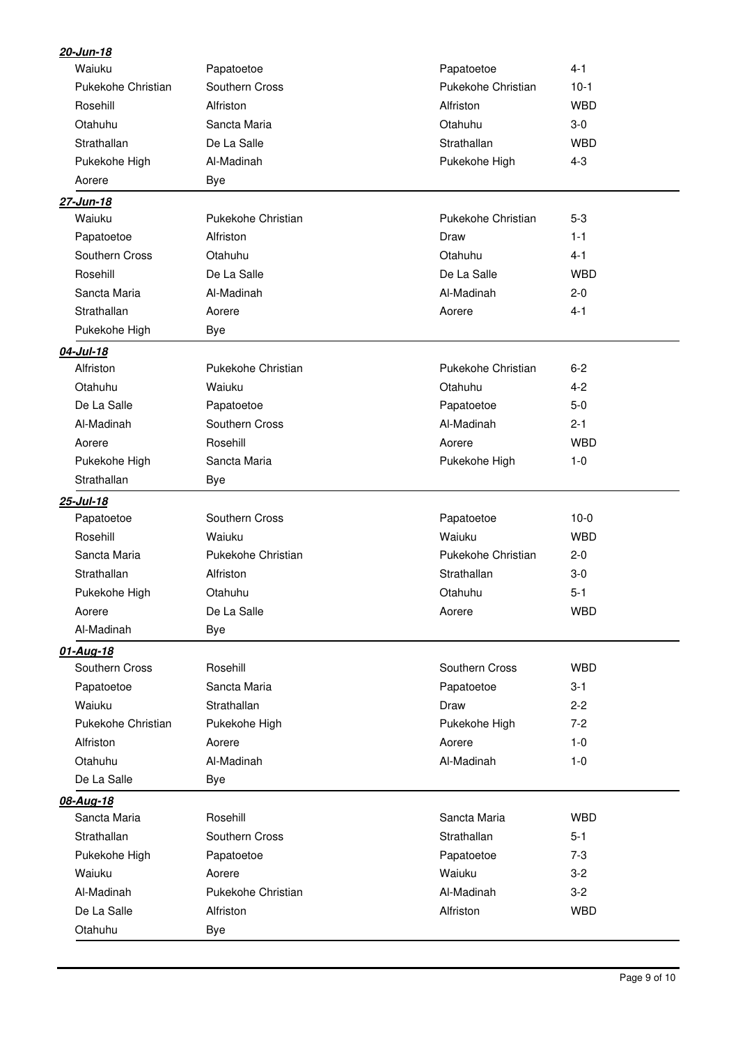***20-Jun-18***

| | | | |
|---|---|---|---|
| Waiuku | Papatoetoe | Papatoetoe | 4-1 |
| Pukekohe Christian | Southern Cross | Pukekohe Christian | 10-1 |
| Rosehill | Alfriston | Alfriston | WBD |
| Otahuhu | Sancta Maria | Otahuhu | 3-0 |
| Strathallan | De La Salle | Strathallan | WBD |
| Pukekohe High | Al-Madinah | Pukekohe High | 4-3 |
| Aorere | Bye | | |

***27-Jun-18***

| | | | |
|---|---|---|---|
| Waiuku | Pukekohe Christian | Pukekohe Christian | 5-3 |
| Papatoetoe | Alfriston | Draw | 1-1 |
| Southern Cross | Otahuhu | Otahuhu | 4-1 |
| Rosehill | De La Salle | De La Salle | WBD |
| Sancta Maria | Al-Madinah | Al-Madinah | 2-0 |
| Strathallan | Aorere | Aorere | 4-1 |
| Pukekohe High | Bye | | |

***04-Jul-18***

| | | | |
|---|---|---|---|
| Alfriston | Pukekohe Christian | Pukekohe Christian | 6-2 |
| Otahuhu | Waiuku | Otahuhu | 4-2 |
| De La Salle | Papatoetoe | Papatoetoe | 5-0 |
| Al-Madinah | Southern Cross | Al-Madinah | 2-1 |
| Aorere | Rosehill | Aorere | WBD |
| Pukekohe High | Sancta Maria | Pukekohe High | 1-0 |
| Strathallan | Bye | | |

***25-Jul-18***

| | | | |
|---|---|---|---|
| Papatoetoe | Southern Cross | Papatoetoe | 10-0 |
| Rosehill | Waiuku | Waiuku | WBD |
| Sancta Maria | Pukekohe Christian | Pukekohe Christian | 2-0 |
| Strathallan | Alfriston | Strathallan | 3-0 |
| Pukekohe High | Otahuhu | Otahuhu | 5-1 |
| Aorere | De La Salle | Aorere | WBD |
| Al-Madinah | Bye | | |

***01-Aug-18***

| | | | |
|---|---|---|---|
| Southern Cross | Rosehill | Southern Cross | WBD |
| Papatoetoe | Sancta Maria | Papatoetoe | 3-1 |
| Waiuku | Strathallan | Draw | 2-2 |
| Pukekohe Christian | Pukekohe High | Pukekohe High | 7-2 |
| Alfriston | Aorere | Aorere | 1-0 |
| Otahuhu | Al-Madinah | Al-Madinah | 1-0 |
| De La Salle | Bye | | |

***08-Aug-18***

| | | | |
|---|---|---|---|
| Sancta Maria | Rosehill | Sancta Maria | WBD |
| Strathallan | Southern Cross | Strathallan | 5-1 |
| Pukekohe High | Papatoetoe | Papatoetoe | 7-3 |
| Waiuku | Aorere | Waiuku | 3-2 |
| Al-Madinah | Pukekohe Christian | Al-Madinah | 3-2 |
| De La Salle | Alfriston | Alfriston | WBD |
| Otahuhu | Bye | | |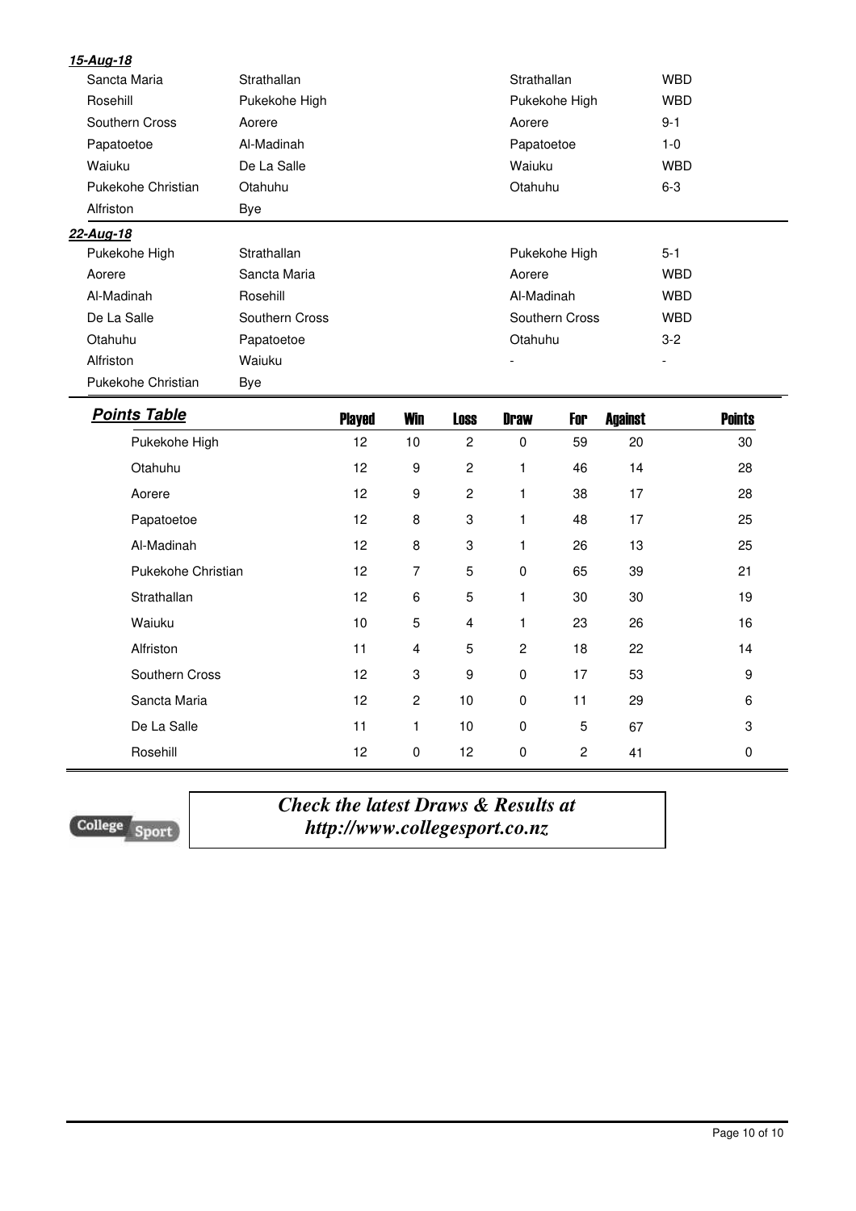***15-Aug-18***

| | | | |
|---|---|---|---|
| Sancta Maria | Strathallan | Strathallan | WBD |
| Rosehill | Pukekohe High | Pukekohe High | WBD |
| Southern Cross | Aorere | Aorere | 9-1 |
| Papatoetoe | Al-Madinah | Papatoetoe | 1-0 |
| Waiuku | De La Salle | Waiuku | WBD |
| Pukekohe Christian | Otahuhu | Otahuhu | 6-3 |
| Alfriston | Bye | | |

***22-Aug-18***

| | | | |
|---|---|---|---|
| Pukekohe High | Strathallan | Pukekohe High | 5-1 |
| Aorere | Sancta Maria | Aorere | WBD |
| Al-Madinah | Rosehill | Al-Madinah | WBD |
| De La Salle | Southern Cross | Southern Cross | WBD |
| Otahuhu | Papatoetoe | Otahuhu | 3-2 |
| Alfriston | Waiuku | - | - |
| Pukekohe Christian | Bye | | |

***Points Table***

| | Played | Win | Loss | Draw | For | Against | Points |
|---|---|---|---|---|---|---|---|
| Pukekohe High | 12 | 10 | 2 | 0 | 59 | 20 | 30 |
| Otahuhu | 12 | 9 | 2 | 1 | 46 | 14 | 28 |
| Aorere | 12 | 9 | 2 | 1 | 38 | 17 | 28 |
| Papatoetoe | 12 | 8 | 3 | 1 | 48 | 17 | 25 |
| Al-Madinah | 12 | 8 | 3 | 1 | 26 | 13 | 25 |
| Pukekohe Christian | 12 | 7 | 5 | 0 | 65 | 39 | 21 |
| Strathallan | 12 | 6 | 5 | 1 | 30 | 30 | 19 |
| Waiuku | 10 | 5 | 4 | 1 | 23 | 26 | 16 |
| Alfriston | 11 | 4 | 5 | 2 | 18 | 22 | 14 |
| Southern Cross | 12 | 3 | 9 | 0 | 17 | 53 | 9 |
| Sancta Maria | 12 | 2 | 10 | 0 | 11 | 29 | 6 |
| De La Salle | 11 | 1 | 10 | 0 | 5 | 67 | 3 |
| Rosehill | 12 | 0 | 12 | 0 | 2 | 41 | 0 |

College Sport

***Check the latest Draws & Results at http://www.collegesport.co.nz***